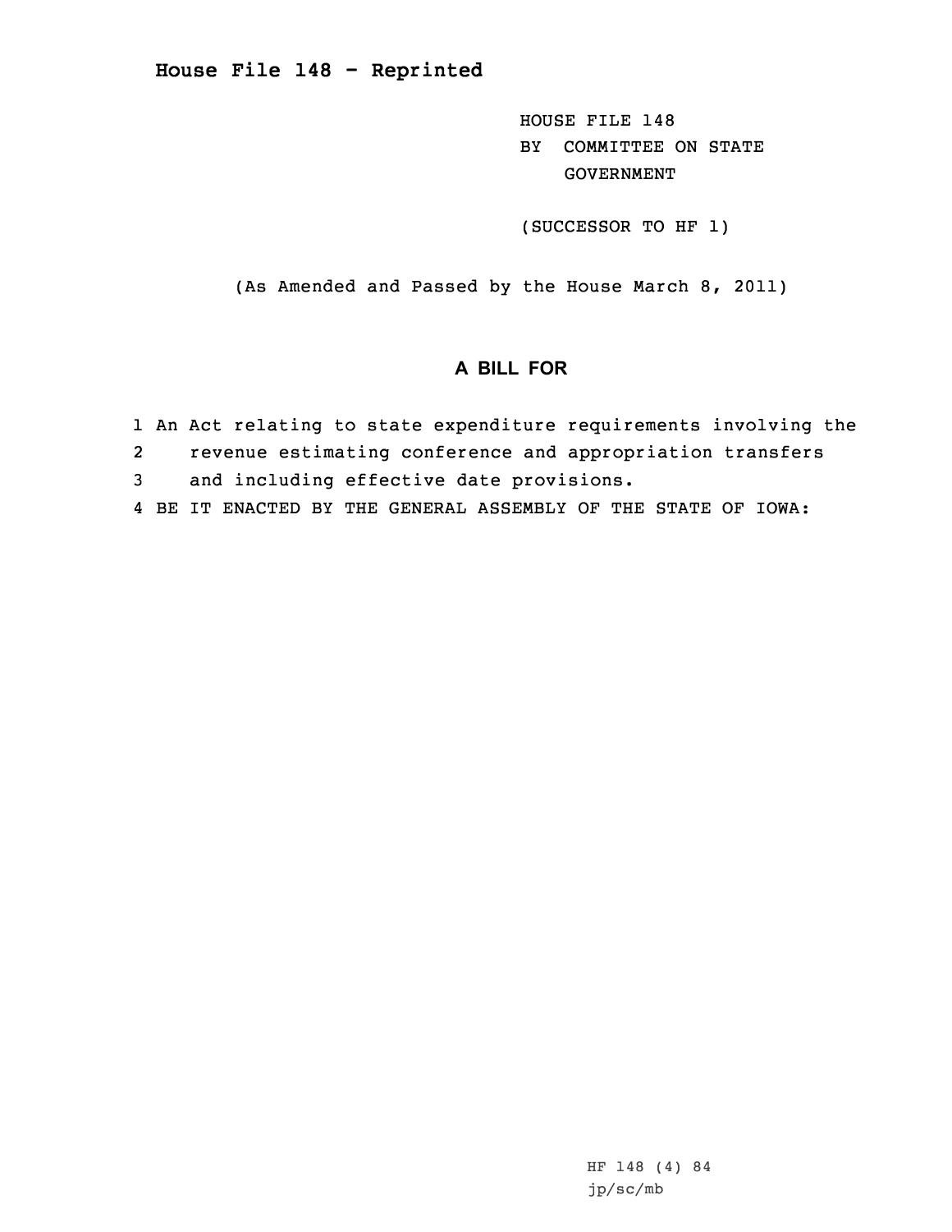**House File 148 - Reprinted**

HOUSE FILE 148
BY COMMITTEE ON STATE GOVERNMENT

(SUCCESSOR TO HF 1)

(As Amended and Passed by the House March 8, 2011)

## A BILL FOR

1 An Act relating to state expenditure requirements involving the
2 revenue estimating conference and appropriation transfers
3 and including effective date provisions.
4 BE IT ENACTED BY THE GENERAL ASSEMBLY OF THE STATE OF IOWA:

HF 148 (4) 84
jp/sc/mb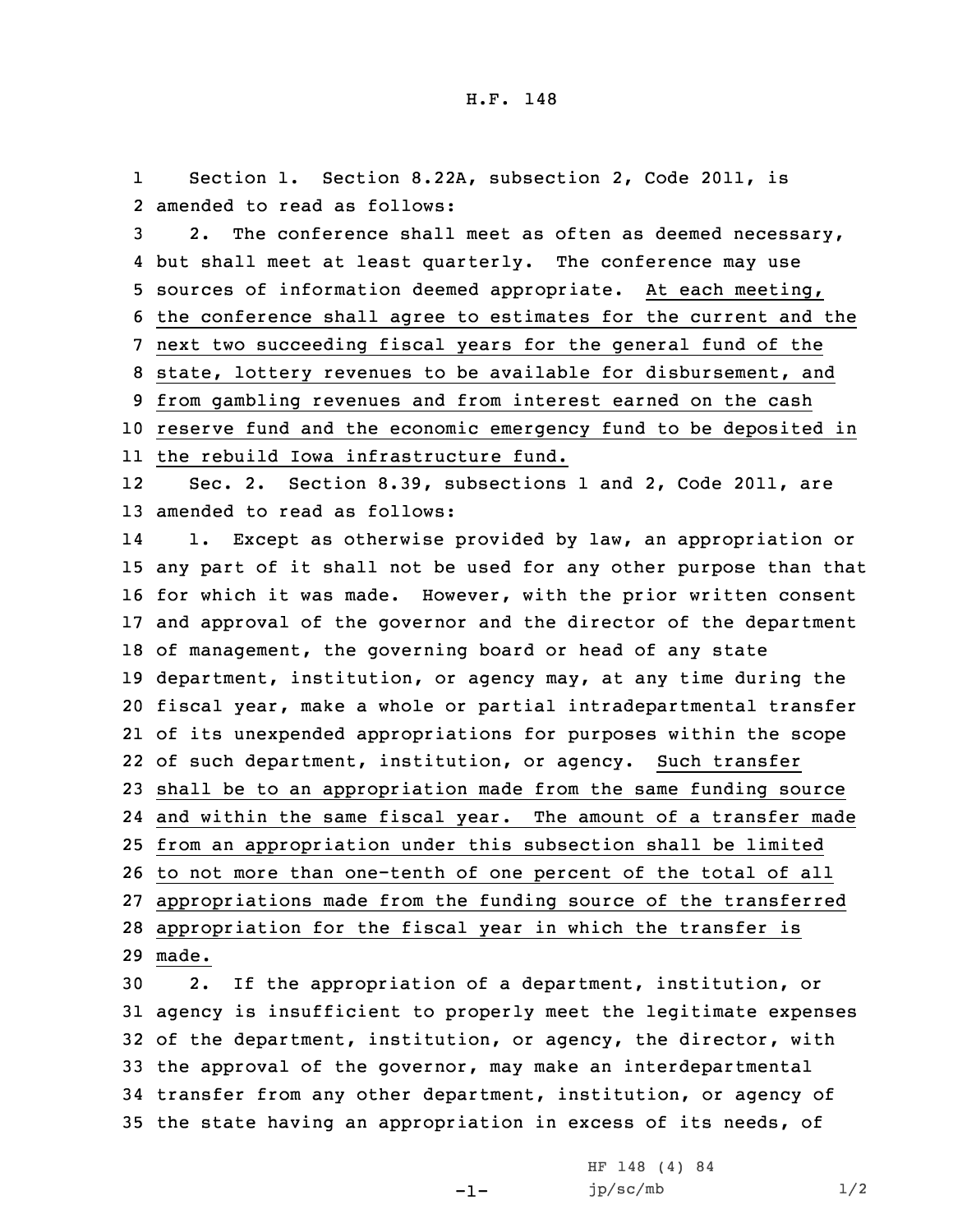Section 1. Section 8.22A, subsection 2, Code 2011, is amended to read as follows:

2. The conference shall meet as often as deemed necessary, but shall meet at least quarterly. The conference may use sources of information deemed appropriate. At each meeting, the conference shall agree to estimates for the current and the next two succeeding fiscal years for the general fund of the state, lottery revenues to be available for disbursement, and from gambling revenues and from interest earned on the cash reserve fund and the economic emergency fund to be deposited in the rebuild Iowa infrastructure fund.

Sec. 2. Section 8.39, subsections 1 and 2, Code 2011, are amended to read as follows:

1. Except as otherwise provided by law, an appropriation or any part of it shall not be used for any other purpose than that for which it was made. However, with the prior written consent and approval of the governor and the director of the department of management, the governing board or head of any state department, institution, or agency may, at any time during the fiscal year, make a whole or partial intradepartmental transfer of its unexpended appropriations for purposes within the scope of such department, institution, or agency. Such transfer shall be to an appropriation made from the same funding source and within the same fiscal year. The amount of a transfer made from an appropriation under this subsection shall be limited to not more than one-tenth of one percent of the total of all appropriations made from the funding source of the transferred appropriation for the fiscal year in which the transfer is made.

2. If the appropriation of a department, institution, or agency is insufficient to properly meet the legitimate expenses of the department, institution, or agency, the director, with the approval of the governor, may make an interdepartmental transfer from any other department, institution, or agency of the state having an appropriation in excess of its needs, of

HF 148 (4) 84
jp/sc/mb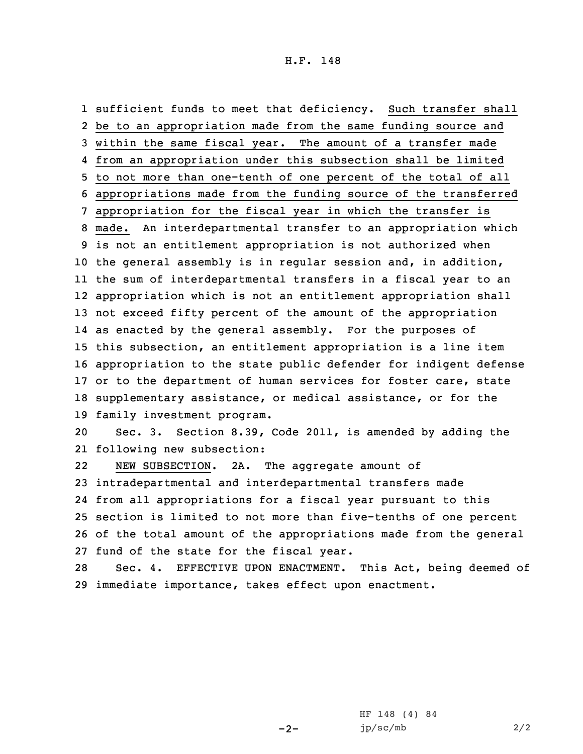sufficient funds to meet that deficiency. Such transfer shall be to an appropriation made from the same funding source and within the same fiscal year. The amount of a transfer made from an appropriation under this subsection shall be limited to not more than one-tenth of one percent of the total of all appropriations made from the funding source of the transferred appropriation for the fiscal year in which the transfer is made. An interdepartmental transfer to an appropriation which is not an entitlement appropriation is not authorized when the general assembly is in regular session and, in addition, the sum of interdepartmental transfers in a fiscal year to an appropriation which is not an entitlement appropriation shall not exceed fifty percent of the amount of the appropriation as enacted by the general assembly. For the purposes of this subsection, an entitlement appropriation is a line item appropriation to the state public defender for indigent defense or to the department of human services for foster care, state supplementary assistance, or medical assistance, or for the family investment program.

Sec. 3. Section 8.39, Code 2011, is amended by adding the following new subsection:

NEW SUBSECTION. 2A. The aggregate amount of intradepartmental and interdepartmental transfers made from all appropriations for a fiscal year pursuant to this section is limited to not more than five-tenths of one percent of the total amount of the appropriations made from the general fund of the state for the fiscal year.

Sec. 4. EFFECTIVE UPON ENACTMENT. This Act, being deemed of immediate importance, takes effect upon enactment.

HF 148 (4) 84
jp/sc/mb